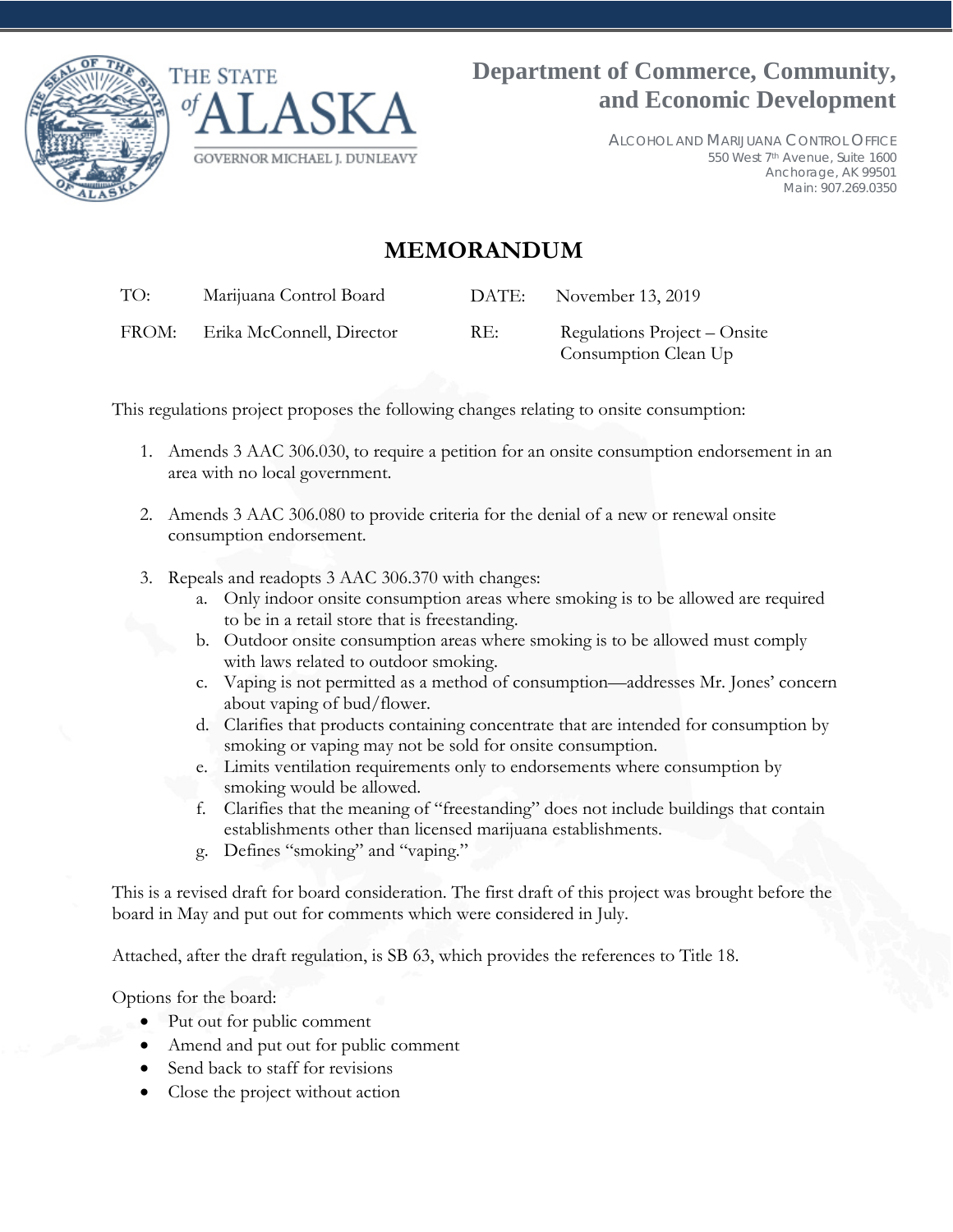THE STATE of ALASKA

GOVERNOR MICHAEL J. DUNLEAVY

**Department of Commerce, Community, and Economic Development**

ALCOHOL AND MARIJUANA CONTROL OFFICE
550 West 7th Avenue, Suite 1600
Anchorage, AK 99501
Main: 907.269.0350

# MEMORANDUM

| | | | |
|---|---|---|---|
| TO: | Marijuana Control Board | DATE: | November 13, 2019 |
| FROM: | Erika McConnell, Director | RE: | Regulations Project – Onsite Consumption Clean Up |

This regulations project proposes the following changes relating to onsite consumption:

1. Amends 3 AAC 306.030, to require a petition for an onsite consumption endorsement in an area with no local government.

2. Amends 3 AAC 306.080 to provide criteria for the denial of a new or renewal onsite consumption endorsement.

3. Repeals and readopts 3 AAC 306.370 with changes:
   a. Only indoor onsite consumption areas where smoking is to be allowed are required to be in a retail store that is freestanding.
   b. Outdoor onsite consumption areas where smoking is to be allowed must comply with laws related to outdoor smoking.
   c. Vaping is not permitted as a method of consumption—addresses Mr. Jones' concern about vaping of bud/flower.
   d. Clarifies that products containing concentrate that are intended for consumption by smoking or vaping may not be sold for onsite consumption.
   e. Limits ventilation requirements only to endorsements where consumption by smoking would be allowed.
   f. Clarifies that the meaning of "freestanding" does not include buildings that contain establishments other than licensed marijuana establishments.
   g. Defines "smoking" and "vaping."

This is a revised draft for board consideration. The first draft of this project was brought before the board in May and put out for comments which were considered in July.

Attached, after the draft regulation, is SB 63, which provides the references to Title 18.

Options for the board:

- Put out for public comment
- Amend and put out for public comment
- Send back to staff for revisions
- Close the project without action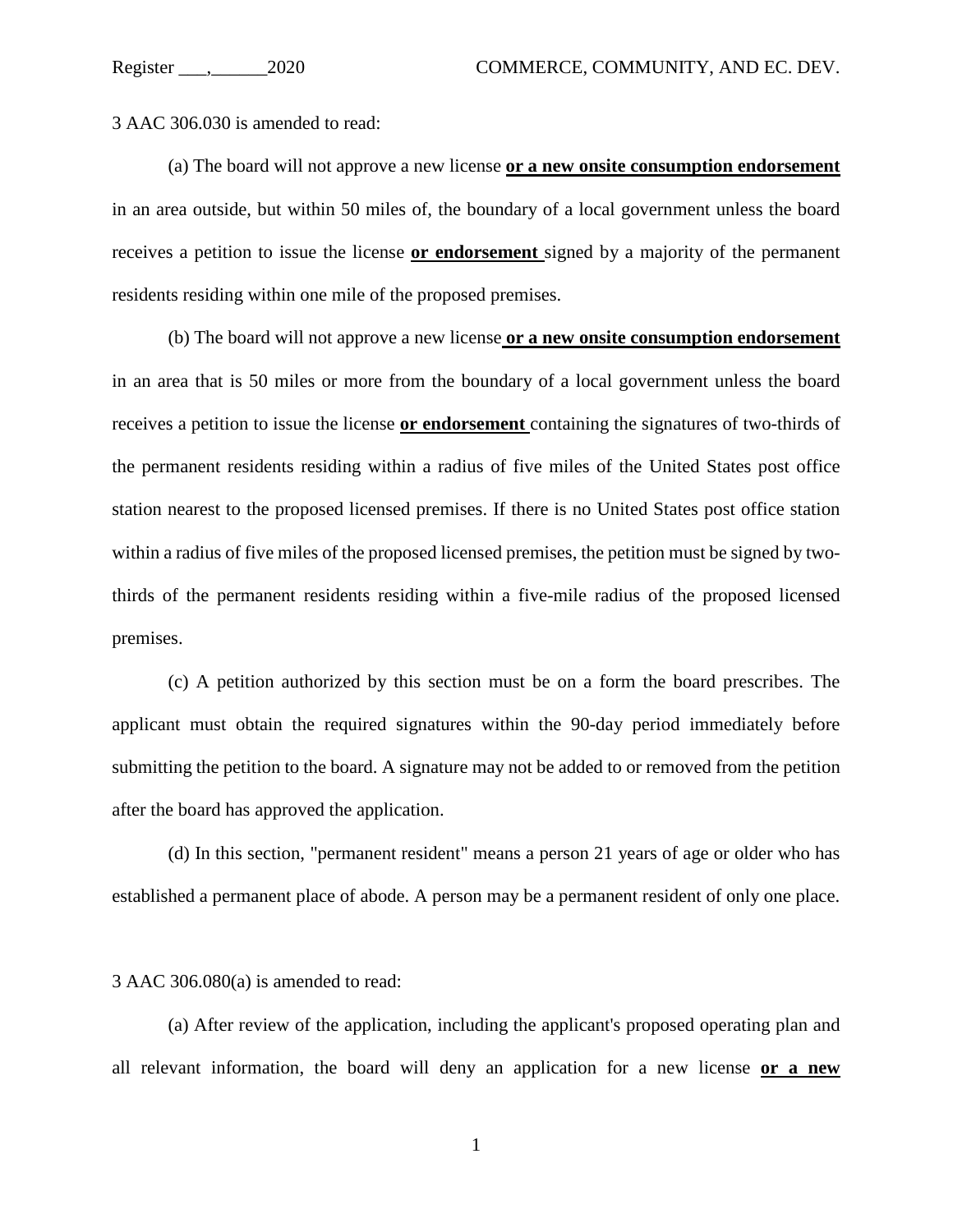3 AAC 306.030 is amended to read:

(a) The board will not approve a new license **or a new onsite consumption endorsement** in an area outside, but within 50 miles of, the boundary of a local government unless the board receives a petition to issue the license **or endorsement** signed by a majority of the permanent residents residing within one mile of the proposed premises.

(b) The board will not approve a new license **or a new onsite consumption endorsement** in an area that is 50 miles or more from the boundary of a local government unless the board receives a petition to issue the license **or endorsement** containing the signatures of two-thirds of the permanent residents residing within a radius of five miles of the United States post office station nearest to the proposed licensed premises. If there is no United States post office station within a radius of five miles of the proposed licensed premises, the petition must be signed by two-thirds of the permanent residents residing within a five-mile radius of the proposed licensed premises.

(c) A petition authorized by this section must be on a form the board prescribes. The applicant must obtain the required signatures within the 90-day period immediately before submitting the petition to the board. A signature may not be added to or removed from the petition after the board has approved the application.

(d) In this section, "permanent resident" means a person 21 years of age or older who has established a permanent place of abode. A person may be a permanent resident of only one place.

3 AAC 306.080(a) is amended to read:

(a) After review of the application, including the applicant's proposed operating plan and all relevant information, the board will deny an application for a new license **or a new**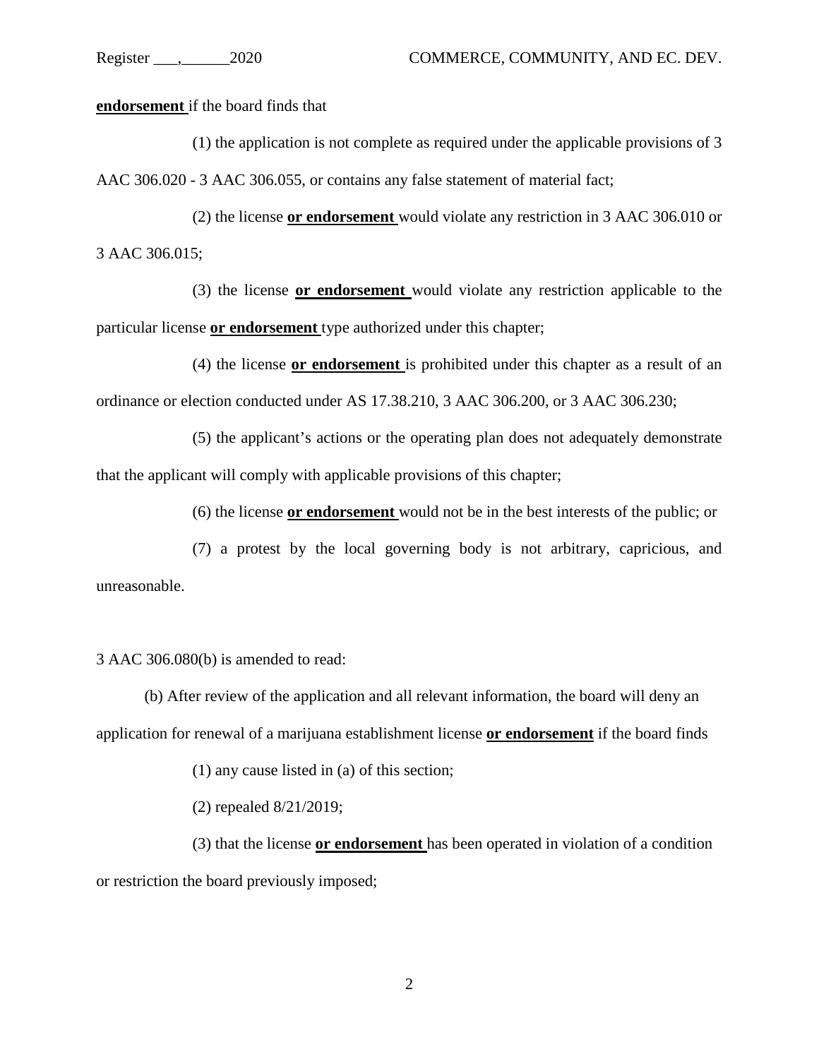**endorsement** if the board finds that

(1) the application is not complete as required under the applicable provisions of 3 AAC 306.020 - 3 AAC 306.055, or contains any false statement of material fact;

(2) the license **or endorsement** would violate any restriction in 3 AAC 306.010 or 3 AAC 306.015;

(3) the license **or endorsement** would violate any restriction applicable to the particular license **or endorsement** type authorized under this chapter;

(4) the license **or endorsement** is prohibited under this chapter as a result of an ordinance or election conducted under AS 17.38.210, 3 AAC 306.200, or 3 AAC 306.230;

(5) the applicant's actions or the operating plan does not adequately demonstrate that the applicant will comply with applicable provisions of this chapter;

(6) the license **or endorsement** would not be in the best interests of the public; or

(7) a protest by the local governing body is not arbitrary, capricious, and unreasonable.

3 AAC 306.080(b) is amended to read:

(b) After review of the application and all relevant information, the board will deny an application for renewal of a marijuana establishment license **or endorsement** if the board finds

(1) any cause listed in (a) of this section;

(2) repealed 8/21/2019;

(3) that the license **or endorsement** has been operated in violation of a condition or restriction the board previously imposed;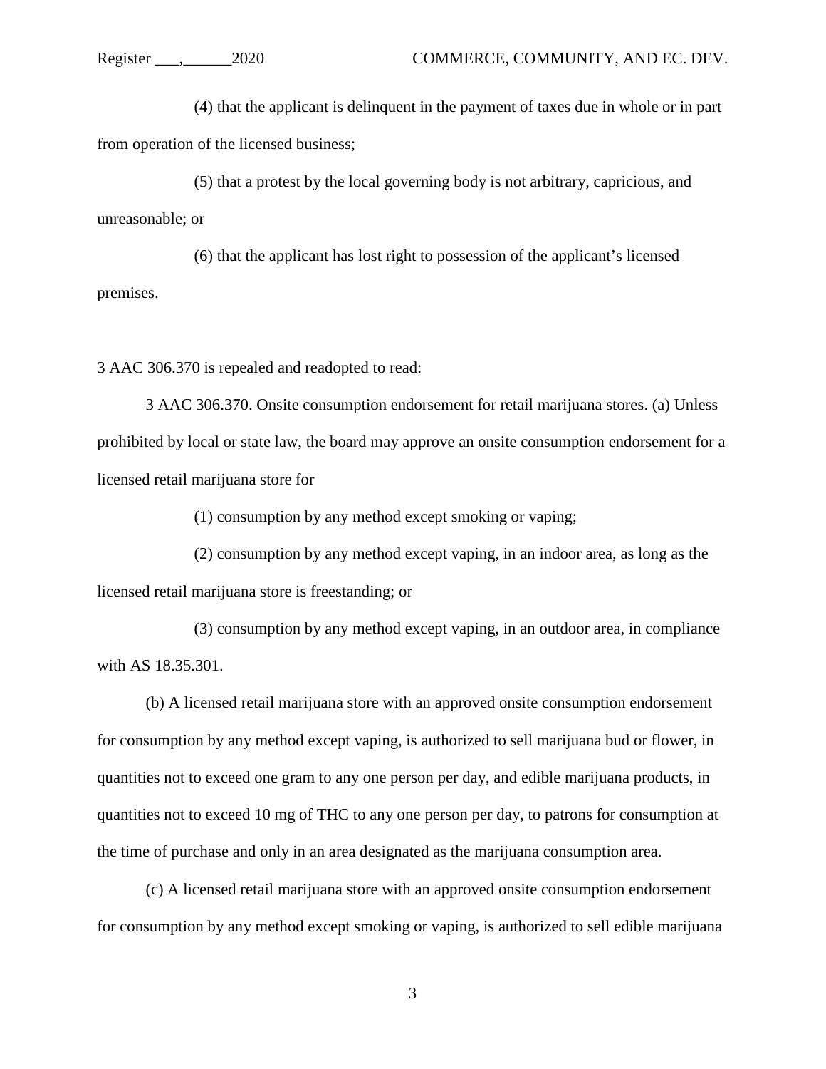(4) that the applicant is delinquent in the payment of taxes due in whole or in part from operation of the licensed business;

(5) that a protest by the local governing body is not arbitrary, capricious, and unreasonable; or

(6) that the applicant has lost right to possession of the applicant's licensed premises.

3 AAC 306.370 is repealed and readopted to read:

3 AAC 306.370. Onsite consumption endorsement for retail marijuana stores. (a) Unless prohibited by local or state law, the board may approve an onsite consumption endorsement for a licensed retail marijuana store for

(1) consumption by any method except smoking or vaping;

(2) consumption by any method except vaping, in an indoor area, as long as the licensed retail marijuana store is freestanding; or

(3) consumption by any method except vaping, in an outdoor area, in compliance with AS 18.35.301.

(b) A licensed retail marijuana store with an approved onsite consumption endorsement for consumption by any method except vaping, is authorized to sell marijuana bud or flower, in quantities not to exceed one gram to any one person per day, and edible marijuana products, in quantities not to exceed 10 mg of THC to any one person per day, to patrons for consumption at the time of purchase and only in an area designated as the marijuana consumption area.

(c) A licensed retail marijuana store with an approved onsite consumption endorsement for consumption by any method except smoking or vaping, is authorized to sell edible marijuana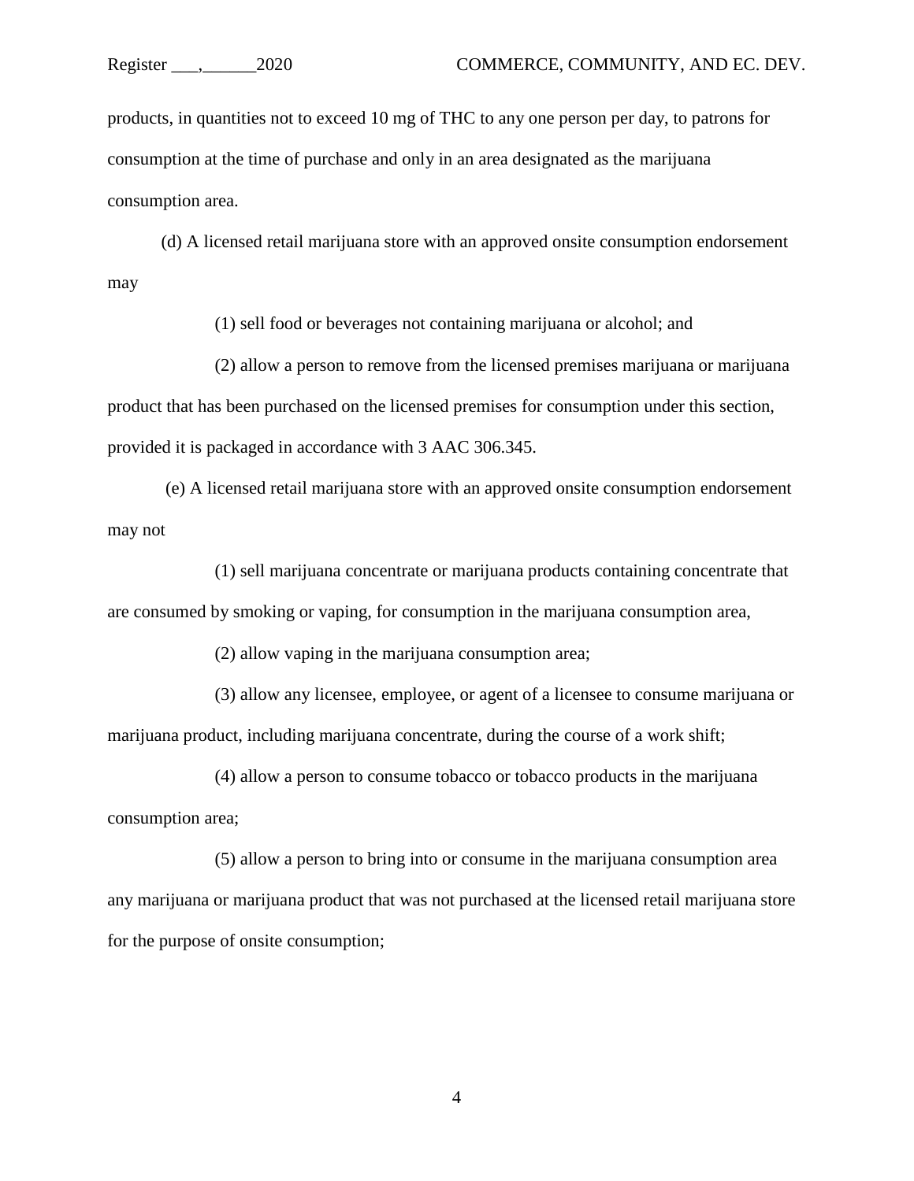products, in quantities not to exceed 10 mg of THC to any one person per day, to patrons for consumption at the time of purchase and only in an area designated as the marijuana consumption area.

(d) A licensed retail marijuana store with an approved onsite consumption endorsement may

(1) sell food or beverages not containing marijuana or alcohol; and

(2) allow a person to remove from the licensed premises marijuana or marijuana product that has been purchased on the licensed premises for consumption under this section, provided it is packaged in accordance with 3 AAC 306.345.

(e) A licensed retail marijuana store with an approved onsite consumption endorsement may not

(1) sell marijuana concentrate or marijuana products containing concentrate that are consumed by smoking or vaping, for consumption in the marijuana consumption area,

(2) allow vaping in the marijuana consumption area;

(3) allow any licensee, employee, or agent of a licensee to consume marijuana or marijuana product, including marijuana concentrate, during the course of a work shift;

(4) allow a person to consume tobacco or tobacco products in the marijuana consumption area;

(5) allow a person to bring into or consume in the marijuana consumption area any marijuana or marijuana product that was not purchased at the licensed retail marijuana store for the purpose of onsite consumption;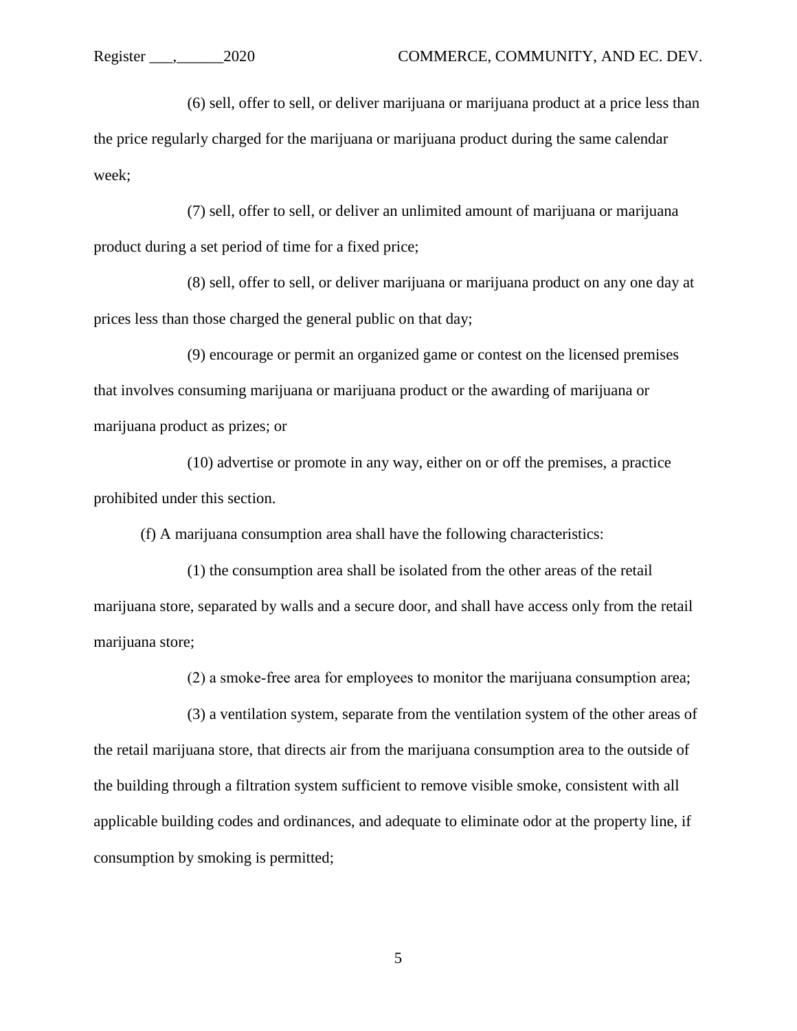(6) sell, offer to sell, or deliver marijuana or marijuana product at a price less than the price regularly charged for the marijuana or marijuana product during the same calendar week;

(7) sell, offer to sell, or deliver an unlimited amount of marijuana or marijuana product during a set period of time for a fixed price;

(8) sell, offer to sell, or deliver marijuana or marijuana product on any one day at prices less than those charged the general public on that day;

(9) encourage or permit an organized game or contest on the licensed premises that involves consuming marijuana or marijuana product or the awarding of marijuana or marijuana product as prizes; or

(10) advertise or promote in any way, either on or off the premises, a practice prohibited under this section.

(f) A marijuana consumption area shall have the following characteristics:

(1) the consumption area shall be isolated from the other areas of the retail marijuana store, separated by walls and a secure door, and shall have access only from the retail marijuana store;

(2) a smoke-free area for employees to monitor the marijuana consumption area;

(3) a ventilation system, separate from the ventilation system of the other areas of the retail marijuana store, that directs air from the marijuana consumption area to the outside of the building through a filtration system sufficient to remove visible smoke, consistent with all applicable building codes and ordinances, and adequate to eliminate odor at the property line, if consumption by smoking is permitted;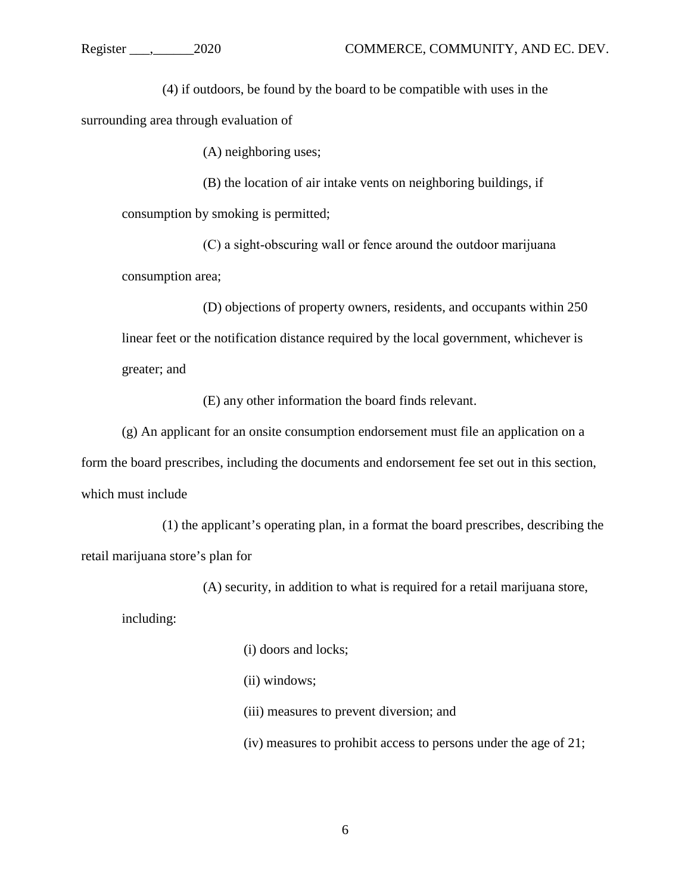(4) if outdoors, be found by the board to be compatible with uses in the surrounding area through evaluation of

(A) neighboring uses;

(B) the location of air intake vents on neighboring buildings, if consumption by smoking is permitted;

(C) a sight-obscuring wall or fence around the outdoor marijuana consumption area;

(D) objections of property owners, residents, and occupants within 250 linear feet or the notification distance required by the local government, whichever is greater; and

(E) any other information the board finds relevant.

(g) An applicant for an onsite consumption endorsement must file an application on a form the board prescribes, including the documents and endorsement fee set out in this section, which must include

(1) the applicant's operating plan, in a format the board prescribes, describing the retail marijuana store's plan for

(A) security, in addition to what is required for a retail marijuana store, including:

(i) doors and locks;

(ii) windows;

(iii) measures to prevent diversion; and

(iv) measures to prohibit access to persons under the age of 21;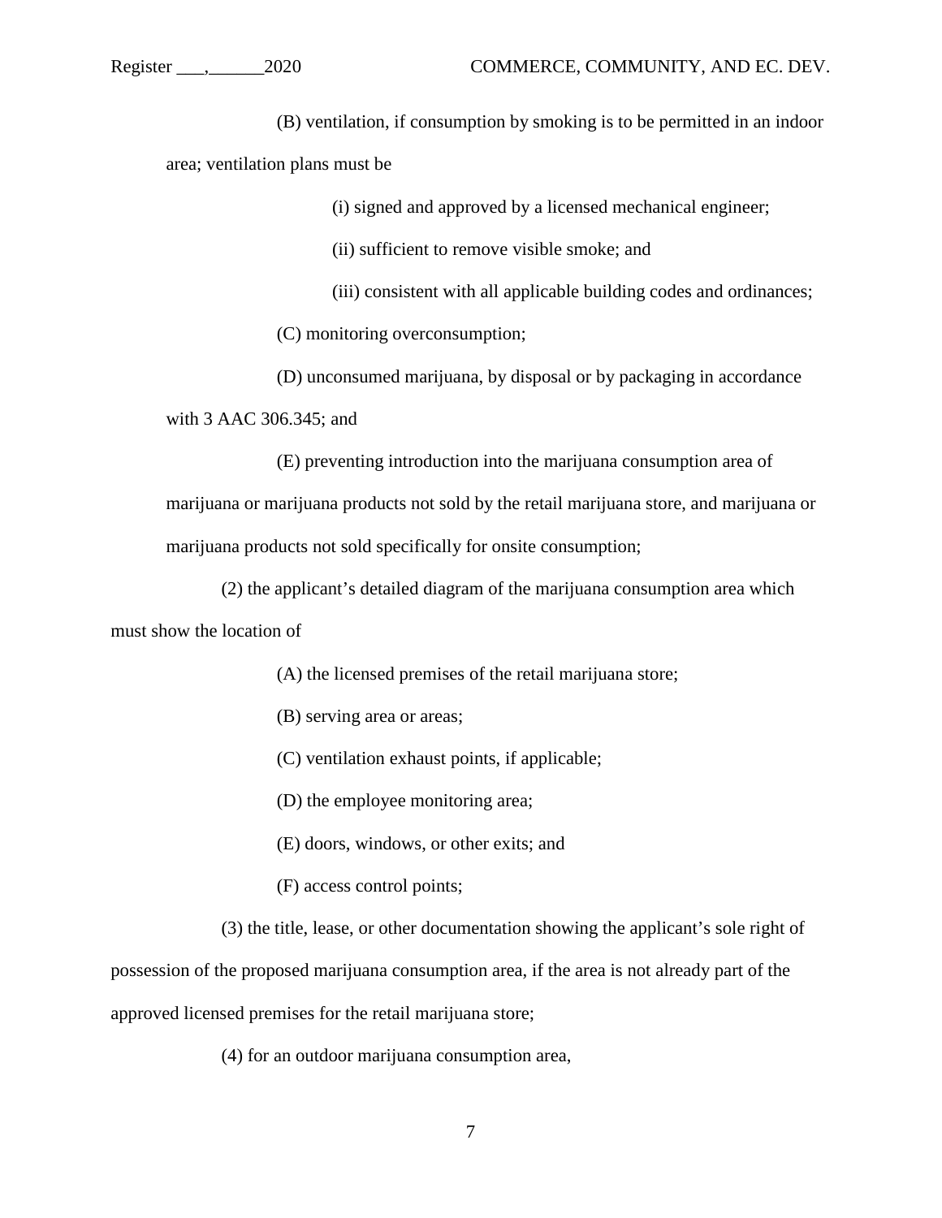(B) ventilation, if consumption by smoking is to be permitted in an indoor area; ventilation plans must be

(i) signed and approved by a licensed mechanical engineer;

(ii) sufficient to remove visible smoke; and

(iii) consistent with all applicable building codes and ordinances;

(C) monitoring overconsumption;

(D) unconsumed marijuana, by disposal or by packaging in accordance with 3 AAC 306.345; and

(E) preventing introduction into the marijuana consumption area of marijuana or marijuana products not sold by the retail marijuana store, and marijuana or marijuana products not sold specifically for onsite consumption;

(2) the applicant's detailed diagram of the marijuana consumption area which must show the location of

(A) the licensed premises of the retail marijuana store;

(B) serving area or areas;

(C) ventilation exhaust points, if applicable;

(D) the employee monitoring area;

(E) doors, windows, or other exits; and

(F) access control points;

(3) the title, lease, or other documentation showing the applicant's sole right of possession of the proposed marijuana consumption area, if the area is not already part of the approved licensed premises for the retail marijuana store;

(4) for an outdoor marijuana consumption area,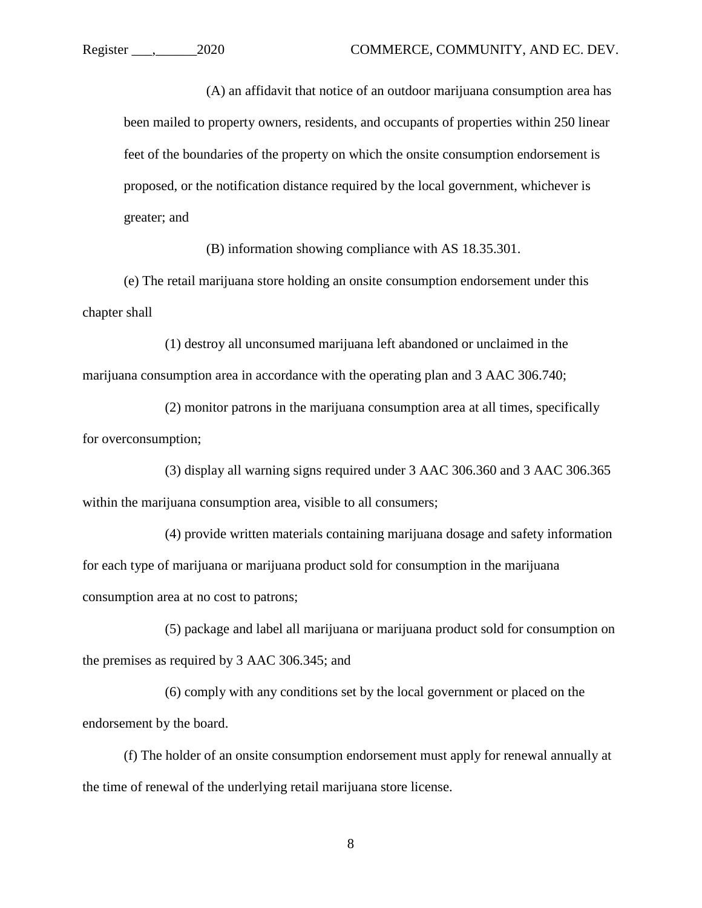(A) an affidavit that notice of an outdoor marijuana consumption area has been mailed to property owners, residents, and occupants of properties within 250 linear feet of the boundaries of the property on which the onsite consumption endorsement is proposed, or the notification distance required by the local government, whichever is greater; and

(B) information showing compliance with AS 18.35.301.

(e) The retail marijuana store holding an onsite consumption endorsement under this chapter shall

(1) destroy all unconsumed marijuana left abandoned or unclaimed in the marijuana consumption area in accordance with the operating plan and 3 AAC 306.740;

(2) monitor patrons in the marijuana consumption area at all times, specifically for overconsumption;

(3) display all warning signs required under 3 AAC 306.360 and 3 AAC 306.365 within the marijuana consumption area, visible to all consumers;

(4) provide written materials containing marijuana dosage and safety information for each type of marijuana or marijuana product sold for consumption in the marijuana consumption area at no cost to patrons;

(5) package and label all marijuana or marijuana product sold for consumption on the premises as required by 3 AAC 306.345; and

(6) comply with any conditions set by the local government or placed on the endorsement by the board.

(f) The holder of an onsite consumption endorsement must apply for renewal annually at the time of renewal of the underlying retail marijuana store license.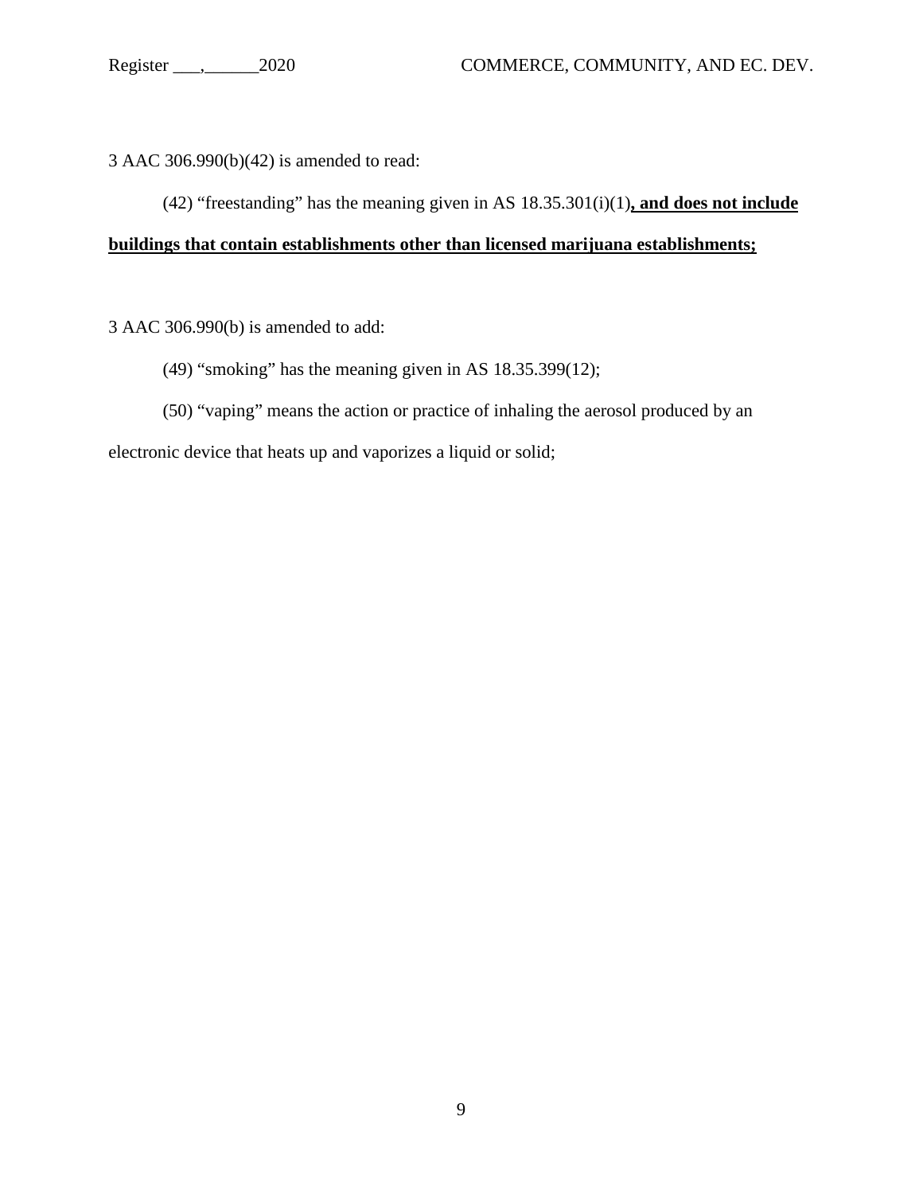3 AAC 306.990(b)(42) is amended to read:

(42) “freestanding” has the meaning given in AS 18.35.301(i)(1)**, and does not include buildings that contain establishments other than licensed marijuana establishments;**

3 AAC 306.990(b) is amended to add:

(49) “smoking” has the meaning given in AS 18.35.399(12);

(50) “vaping” means the action or practice of inhaling the aerosol produced by an electronic device that heats up and vaporizes a liquid or solid;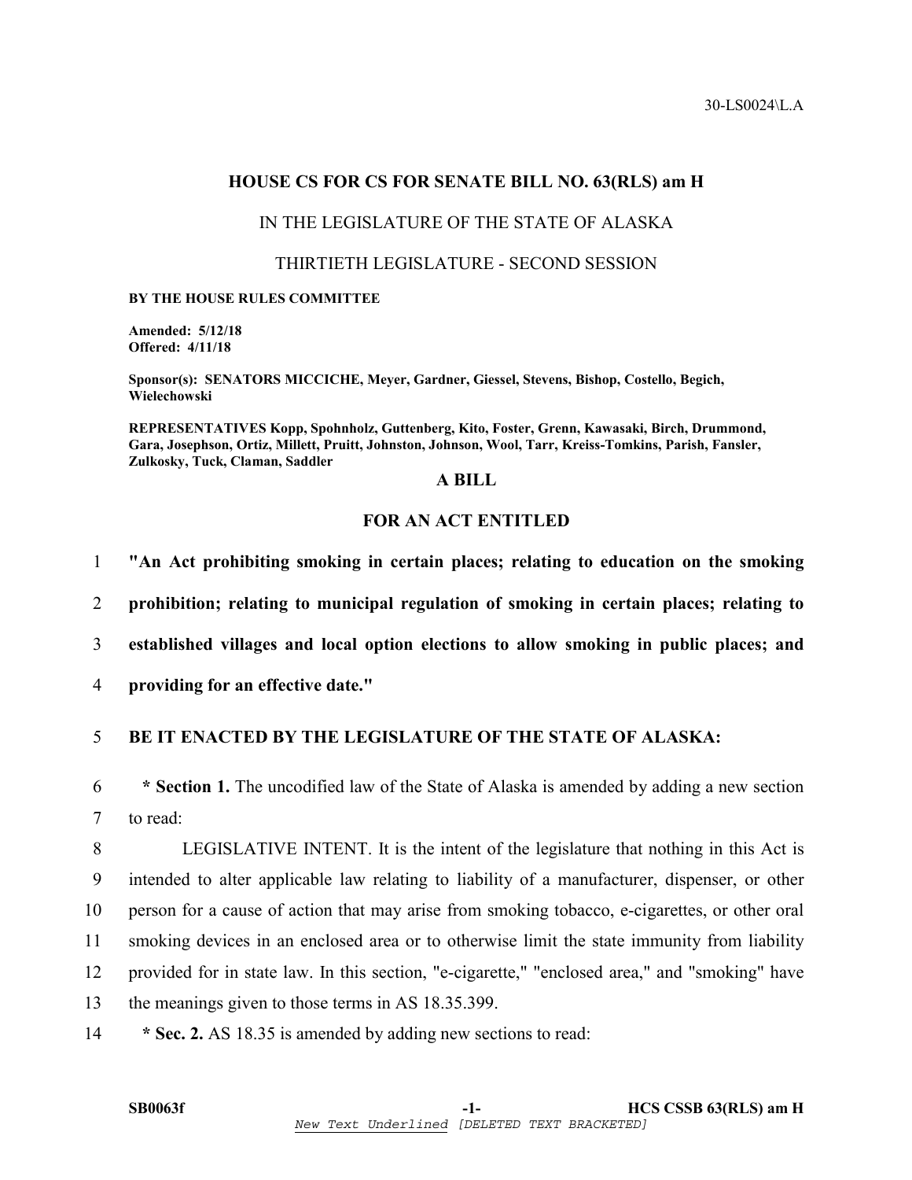30-LS0024\L.A

**HOUSE CS FOR CS FOR SENATE BILL NO. 63(RLS) am H**

IN THE LEGISLATURE OF THE STATE OF ALASKA

THIRTIETH LEGISLATURE - SECOND SESSION

**BY THE HOUSE RULES COMMITTEE**

**Amended: 5/12/18**
**Offered: 4/11/18**

**Sponsor(s): SENATORS MICCICHE, Meyer, Gardner, Giessel, Stevens, Bishop, Costello, Begich, Wielechowski**

**REPRESENTATIVES Kopp, Spohnholz, Guttenberg, Kito, Foster, Grenn, Kawasaki, Birch, Drummond, Gara, Josephson, Ortiz, Millett, Pruitt, Johnston, Johnson, Wool, Tarr, Kreiss-Tomkins, Parish, Fansler, Zulkosky, Tuck, Claman, Saddler**

**A BILL**

**FOR AN ACT ENTITLED**

1 **"An Act prohibiting smoking in certain places; relating to education on the smoking**
2 **prohibition; relating to municipal regulation of smoking in certain places; relating to**
3 **established villages and local option elections to allow smoking in public places; and**
4 **providing for an effective date."**

5 **BE IT ENACTED BY THE LEGISLATURE OF THE STATE OF ALASKA:**

6 **\* Section 1.** The uncodified law of the State of Alaska is amended by adding a new section
7 to read:

8 LEGISLATIVE INTENT. It is the intent of the legislature that nothing in this Act is
9 intended to alter applicable law relating to liability of a manufacturer, dispenser, or other
10 person for a cause of action that may arise from smoking tobacco, e-cigarettes, or other oral
11 smoking devices in an enclosed area or to otherwise limit the state immunity from liability
12 provided for in state law. In this section, "e-cigarette," "enclosed area," and "smoking" have
13 the meanings given to those terms in AS 18.35.399.

14 **\* Sec. 2.** AS 18.35 is amended by adding new sections to read:

**SB0063f** | **HCS CSSB 63(RLS) am H**

*New Text Underlined* [DELETED TEXT BRACKETED]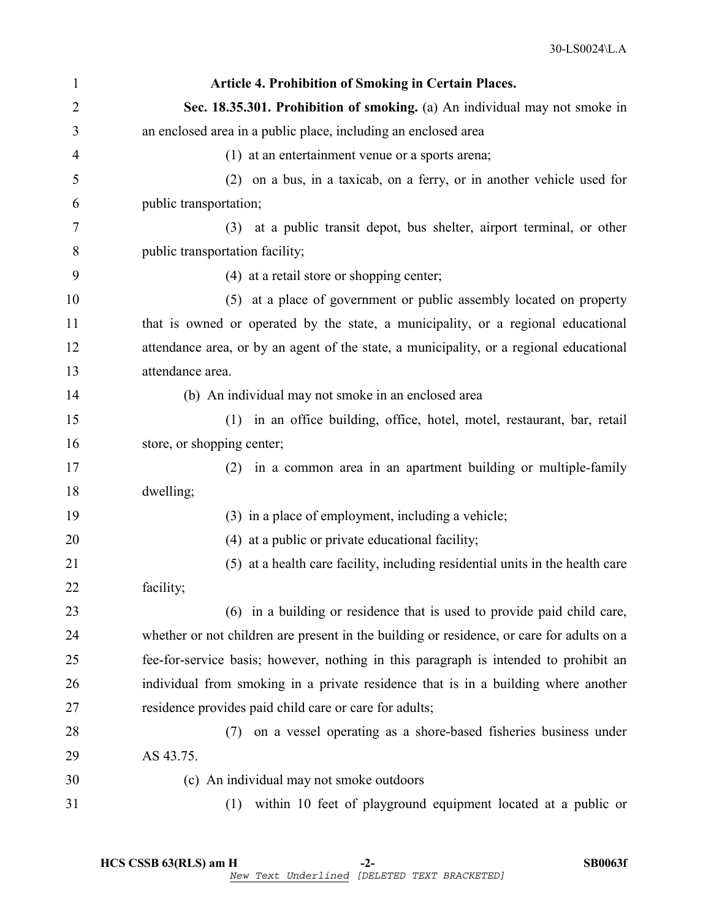**Article 4. Prohibition of Smoking in Certain Places.**

**Sec. 18.35.301. Prohibition of smoking.** (a) An individual may not smoke in an enclosed area in a public place, including an enclosed area

(1) at an entertainment venue or a sports arena;

(2) on a bus, in a taxicab, on a ferry, or in another vehicle used for public transportation;

(3) at a public transit depot, bus shelter, airport terminal, or other public transportation facility;

(4) at a retail store or shopping center;

(5) at a place of government or public assembly located on property that is owned or operated by the state, a municipality, or a regional educational attendance area, or by an agent of the state, a municipality, or a regional educational attendance area.

(b) An individual may not smoke in an enclosed area

(1) in an office building, office, hotel, motel, restaurant, bar, retail store, or shopping center;

(2) in a common area in an apartment building or multiple-family dwelling;

(3) in a place of employment, including a vehicle;

(4) at a public or private educational facility;

(5) at a health care facility, including residential units in the health care facility;

(6) in a building or residence that is used to provide paid child care, whether or not children are present in the building or residence, or care for adults on a fee-for-service basis; however, nothing in this paragraph is intended to prohibit an individual from smoking in a private residence that is in a building where another residence provides paid child care or care for adults;

(7) on a vessel operating as a shore-based fisheries business under AS 43.75.

(c) An individual may not smoke outdoors

(1) within 10 feet of playground equipment located at a public or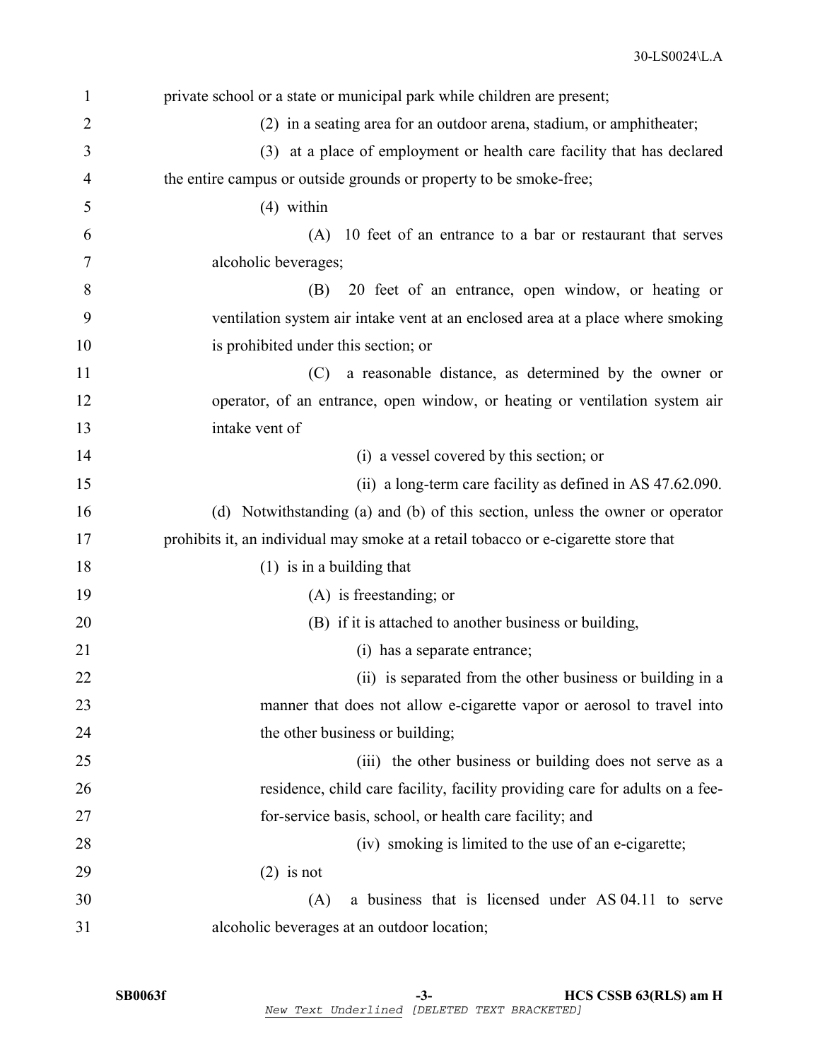private school or a state or municipal park while children are present;

(2) in a seating area for an outdoor arena, stadium, or amphitheater;

(3) at a place of employment or health care facility that has declared the entire campus or outside grounds or property to be smoke-free;

(4) within

(A) 10 feet of an entrance to a bar or restaurant that serves alcoholic beverages;

(B) 20 feet of an entrance, open window, or heating or ventilation system air intake vent at an enclosed area at a place where smoking is prohibited under this section; or

(C) a reasonable distance, as determined by the owner or operator, of an entrance, open window, or heating or ventilation system air intake vent of

(i) a vessel covered by this section; or

(ii) a long-term care facility as defined in AS 47.62.090.

(d) Notwithstanding (a) and (b) of this section, unless the owner or operator prohibits it, an individual may smoke at a retail tobacco or e-cigarette store that

(1) is in a building that

(A) is freestanding; or

(B) if it is attached to another business or building,

(i) has a separate entrance;

(ii) is separated from the other business or building in a manner that does not allow e-cigarette vapor or aerosol to travel into the other business or building;

(iii) the other business or building does not serve as a residence, child care facility, facility providing care for adults on a fee-for-service basis, school, or health care facility; and

(iv) smoking is limited to the use of an e-cigarette;

(2) is not

(A) a business that is licensed under AS 04.11 to serve alcoholic beverages at an outdoor location;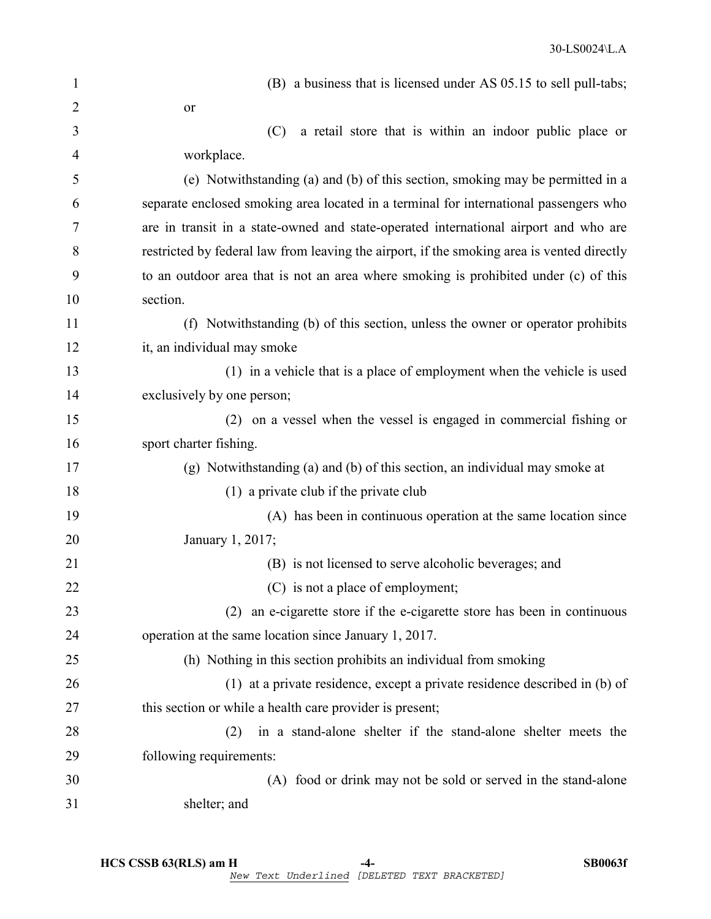(B) a business that is licensed under AS 05.15 to sell pull-tabs; or

(C) a retail store that is within an indoor public place or workplace.

(e) Notwithstanding (a) and (b) of this section, smoking may be permitted in a separate enclosed smoking area located in a terminal for international passengers who are in transit in a state-owned and state-operated international airport and who are restricted by federal law from leaving the airport, if the smoking area is vented directly to an outdoor area that is not an area where smoking is prohibited under (c) of this section.

(f) Notwithstanding (b) of this section, unless the owner or operator prohibits it, an individual may smoke

(1) in a vehicle that is a place of employment when the vehicle is used exclusively by one person;

(2) on a vessel when the vessel is engaged in commercial fishing or sport charter fishing.

(g) Notwithstanding (a) and (b) of this section, an individual may smoke at

(1) a private club if the private club

(A) has been in continuous operation at the same location since January 1, 2017;

(B) is not licensed to serve alcoholic beverages; and

(C) is not a place of employment;

(2) an e-cigarette store if the e-cigarette store has been in continuous operation at the same location since January 1, 2017.

(h) Nothing in this section prohibits an individual from smoking

(1) at a private residence, except a private residence described in (b) of this section or while a health care provider is present;

(2) in a stand-alone shelter if the stand-alone shelter meets the following requirements:

(A) food or drink may not be sold or served in the stand-alone shelter; and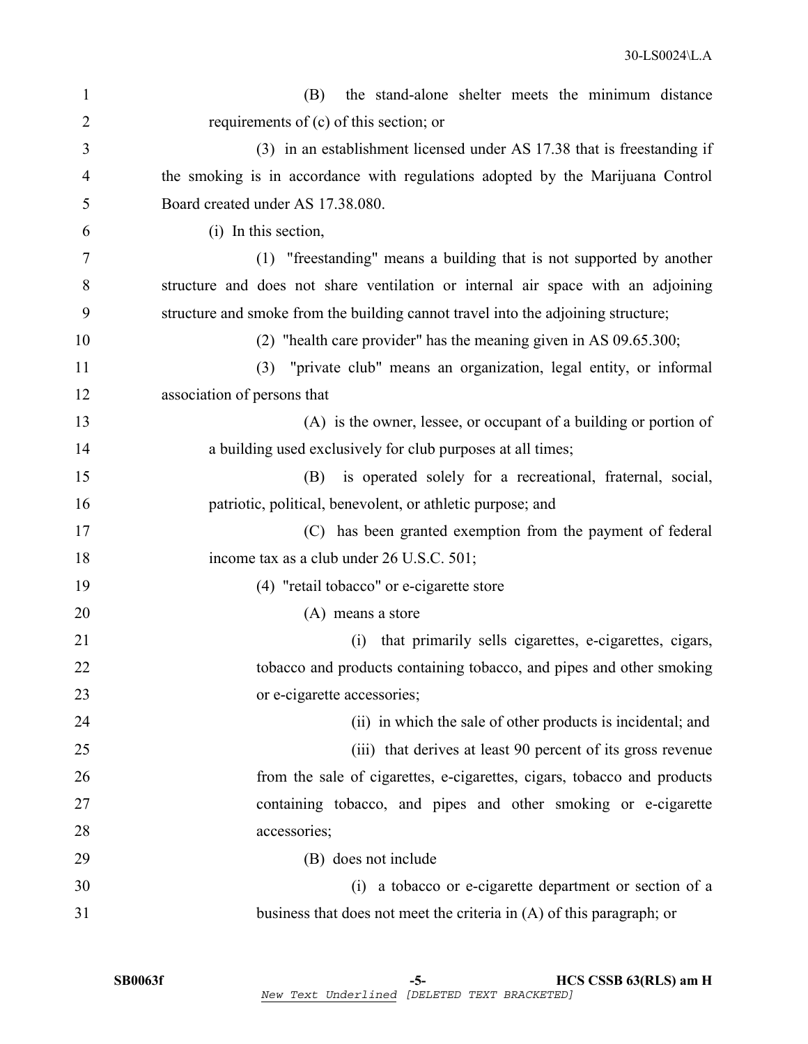(B) the stand-alone shelter meets the minimum distance requirements of (c) of this section; or

(3) in an establishment licensed under AS 17.38 that is freestanding if the smoking is in accordance with regulations adopted by the Marijuana Control Board created under AS 17.38.080.

(i) In this section,

(1) "freestanding" means a building that is not supported by another structure and does not share ventilation or internal air space with an adjoining structure and smoke from the building cannot travel into the adjoining structure;

(2) "health care provider" has the meaning given in AS 09.65.300;

(3) "private club" means an organization, legal entity, or informal association of persons that

(A) is the owner, lessee, or occupant of a building or portion of a building used exclusively for club purposes at all times;

(B) is operated solely for a recreational, fraternal, social, patriotic, political, benevolent, or athletic purpose; and

(C) has been granted exemption from the payment of federal income tax as a club under 26 U.S.C. 501;

(4) "retail tobacco" or e-cigarette store

(A) means a store

(i) that primarily sells cigarettes, e-cigarettes, cigars, tobacco and products containing tobacco, and pipes and other smoking or e-cigarette accessories;

(ii) in which the sale of other products is incidental; and

(iii) that derives at least 90 percent of its gross revenue from the sale of cigarettes, e-cigarettes, cigars, tobacco and products containing tobacco, and pipes and other smoking or e-cigarette accessories;

(B) does not include

(i) a tobacco or e-cigarette department or section of a business that does not meet the criteria in (A) of this paragraph; or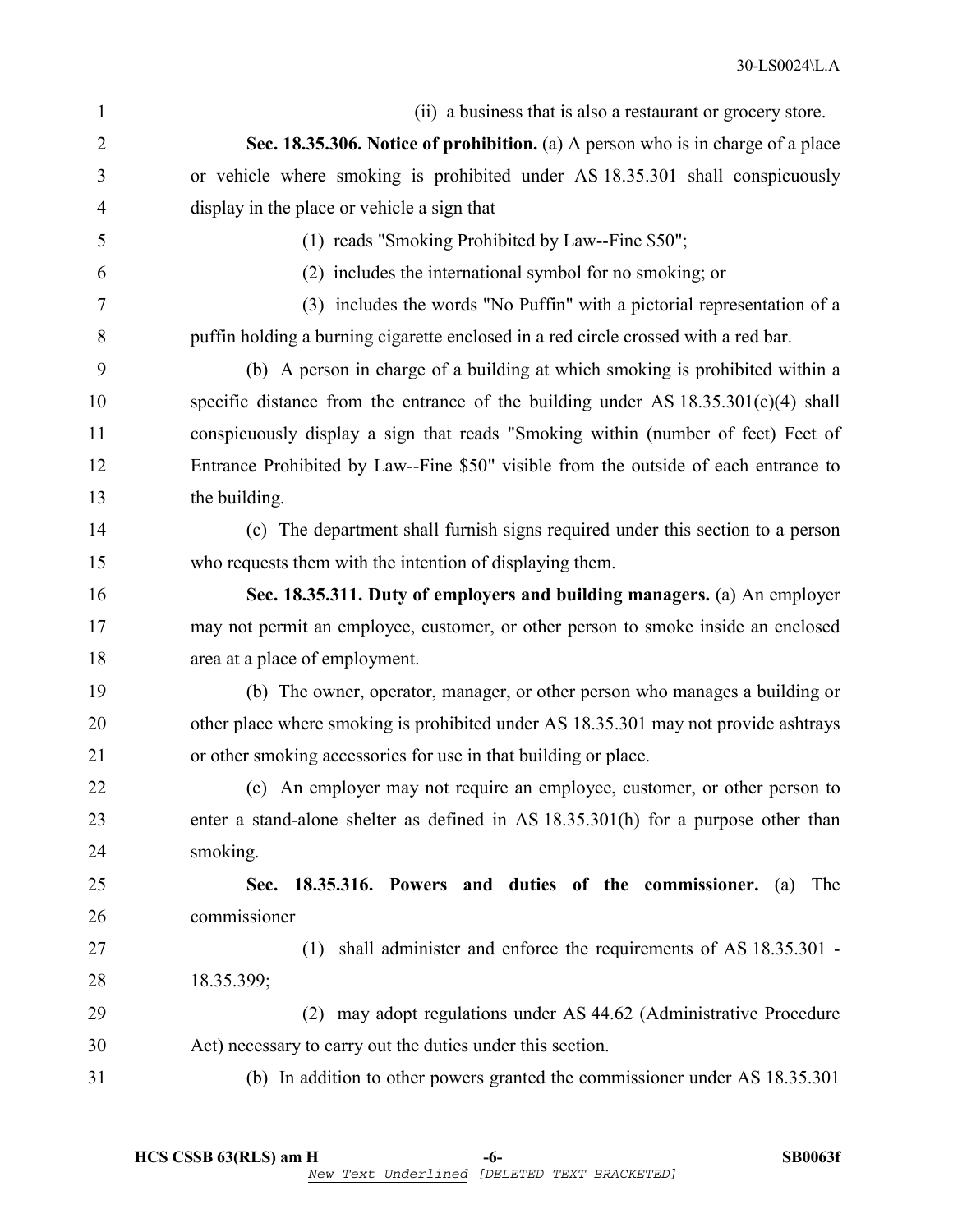(ii) a business that is also a restaurant or grocery store.

**Sec. 18.35.306. Notice of prohibition.** (a) A person who is in charge of a place or vehicle where smoking is prohibited under AS 18.35.301 shall conspicuously display in the place or vehicle a sign that

(1) reads "Smoking Prohibited by Law--Fine $50";

(2) includes the international symbol for no smoking; or

(3) includes the words "No Puffin" with a pictorial representation of a puffin holding a burning cigarette enclosed in a red circle crossed with a red bar.

(b) A person in charge of a building at which smoking is prohibited within a specific distance from the entrance of the building under AS 18.35.301(c)(4) shall conspicuously display a sign that reads "Smoking within (number of feet) Feet of Entrance Prohibited by Law--Fine $50" visible from the outside of each entrance to the building.

(c) The department shall furnish signs required under this section to a person who requests them with the intention of displaying them.

**Sec. 18.35.311. Duty of employers and building managers.** (a) An employer may not permit an employee, customer, or other person to smoke inside an enclosed area at a place of employment.

(b) The owner, operator, manager, or other person who manages a building or other place where smoking is prohibited under AS 18.35.301 may not provide ashtrays or other smoking accessories for use in that building or place.

(c) An employer may not require an employee, customer, or other person to enter a stand-alone shelter as defined in AS 18.35.301(h) for a purpose other than smoking.

**Sec. 18.35.316. Powers and duties of the commissioner.** (a) The commissioner

(1) shall administer and enforce the requirements of AS 18.35.301 - 18.35.399;

(2) may adopt regulations under AS 44.62 (Administrative Procedure Act) necessary to carry out the duties under this section.

(b) In addition to other powers granted the commissioner under AS 18.35.301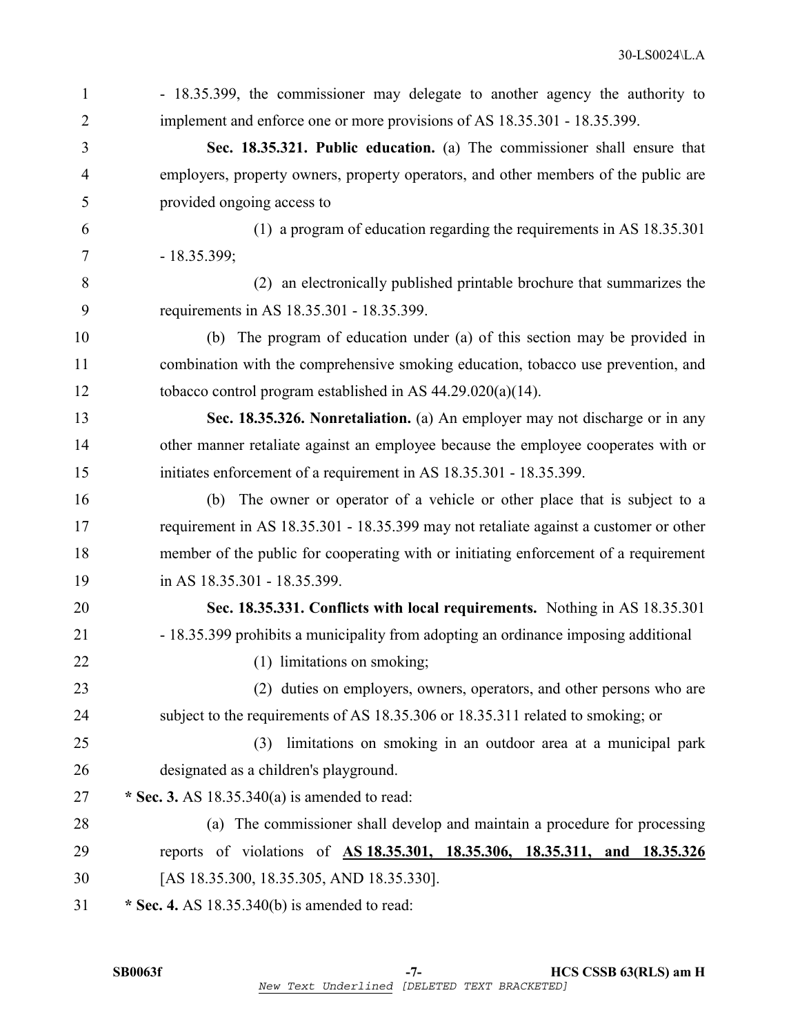- 18.35.399, the commissioner may delegate to another agency the authority to implement and enforce one or more provisions of AS 18.35.301 - 18.35.399.

**Sec. 18.35.321. Public education.** (a) The commissioner shall ensure that employers, property owners, property operators, and other members of the public are provided ongoing access to

(1) a program of education regarding the requirements in AS 18.35.301 - 18.35.399;

(2) an electronically published printable brochure that summarizes the requirements in AS 18.35.301 - 18.35.399.

(b) The program of education under (a) of this section may be provided in combination with the comprehensive smoking education, tobacco use prevention, and tobacco control program established in AS 44.29.020(a)(14).

**Sec. 18.35.326. Nonretaliation.** (a) An employer may not discharge or in any other manner retaliate against an employee because the employee cooperates with or initiates enforcement of a requirement in AS 18.35.301 - 18.35.399.

(b) The owner or operator of a vehicle or other place that is subject to a requirement in AS 18.35.301 - 18.35.399 may not retaliate against a customer or other member of the public for cooperating with or initiating enforcement of a requirement in AS 18.35.301 - 18.35.399.

**Sec. 18.35.331. Conflicts with local requirements.** Nothing in AS 18.35.301 - 18.35.399 prohibits a municipality from adopting an ordinance imposing additional

(1) limitations on smoking;

(2) duties on employers, owners, operators, and other persons who are subject to the requirements of AS 18.35.306 or 18.35.311 related to smoking; or

(3) limitations on smoking in an outdoor area at a municipal park designated as a children's playground.

**\* Sec. 3.** AS 18.35.340(a) is amended to read:

(a) The commissioner shall develop and maintain a procedure for processing reports of violations of <u>**AS 18.35.301, 18.35.306, 18.35.311, and 18.35.326**</u> [AS 18.35.300, 18.35.305, AND 18.35.330].

**\* Sec. 4.** AS 18.35.340(b) is amended to read: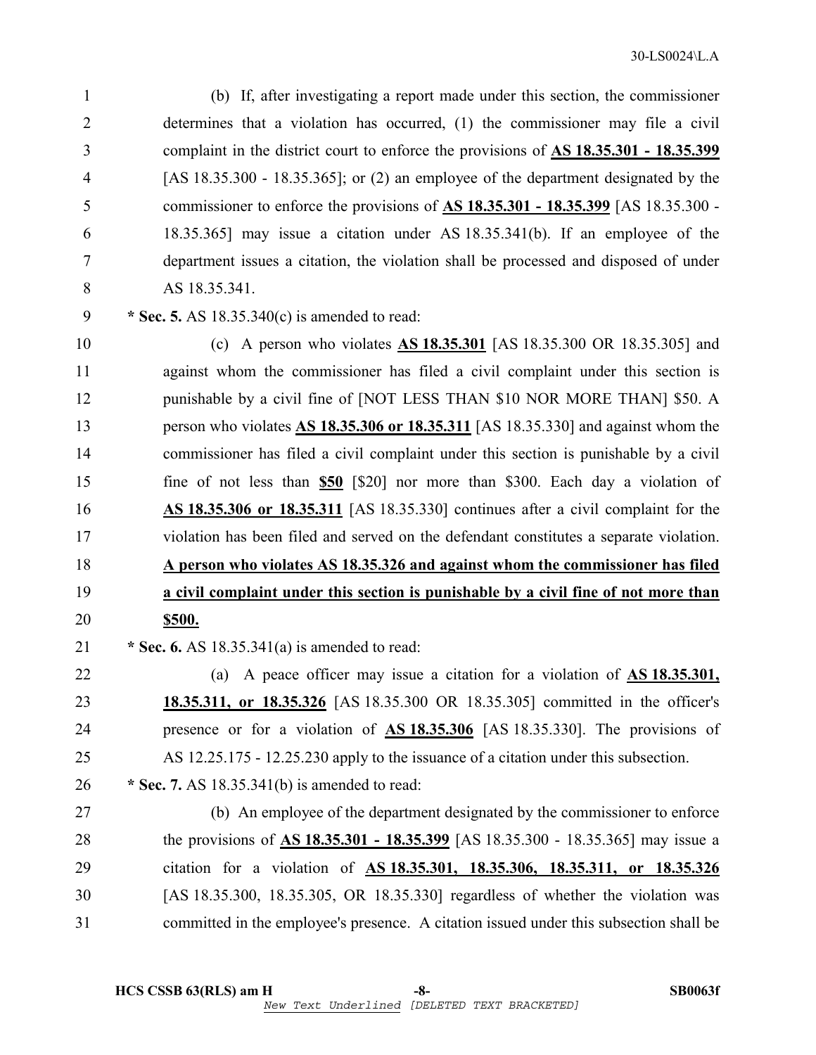(b) If, after investigating a report made under this section, the commissioner determines that a violation has occurred, (1) the commissioner may file a civil complaint in the district court to enforce the provisions of **AS 18.35.301 - 18.35.399** [AS 18.35.300 - 18.35.365]; or (2) an employee of the department designated by the commissioner to enforce the provisions of **AS 18.35.301 - 18.35.399** [AS 18.35.300 - 18.35.365] may issue a citation under AS 18.35.341(b). If an employee of the department issues a citation, the violation shall be processed and disposed of under AS 18.35.341.

**\* Sec. 5.** AS 18.35.340(c) is amended to read:

(c) A person who violates **AS 18.35.301** [AS 18.35.300 OR 18.35.305] and against whom the commissioner has filed a civil complaint under this section is punishable by a civil fine of [NOT LESS THAN $10 NOR MORE THAN] $50. A person who violates **AS 18.35.306 or 18.35.311** [AS 18.35.330] and against whom the commissioner has filed a civil complaint under this section is punishable by a civil fine of not less than **$50** [$20] nor more than $300. Each day a violation of **AS 18.35.306 or 18.35.311** [AS 18.35.330] continues after a civil complaint for the violation has been filed and served on the defendant constitutes a separate violation. **A person who violates AS 18.35.326 and against whom the commissioner has filed a civil complaint under this section is punishable by a civil fine of not more than $500.**

**\* Sec. 6.** AS 18.35.341(a) is amended to read:

(a) A peace officer may issue a citation for a violation of **AS 18.35.301, 18.35.311, or 18.35.326** [AS 18.35.300 OR 18.35.305] committed in the officer's presence or for a violation of **AS 18.35.306** [AS 18.35.330]. The provisions of AS 12.25.175 - 12.25.230 apply to the issuance of a citation under this subsection.

**\* Sec. 7.** AS 18.35.341(b) is amended to read:

(b) An employee of the department designated by the commissioner to enforce the provisions of **AS 18.35.301 - 18.35.399** [AS 18.35.300 - 18.35.365] may issue a citation for a violation of **AS 18.35.301, 18.35.306, 18.35.311, or 18.35.326** [AS 18.35.300, 18.35.305, OR 18.35.330] regardless of whether the violation was committed in the employee's presence. A citation issued under this subsection shall be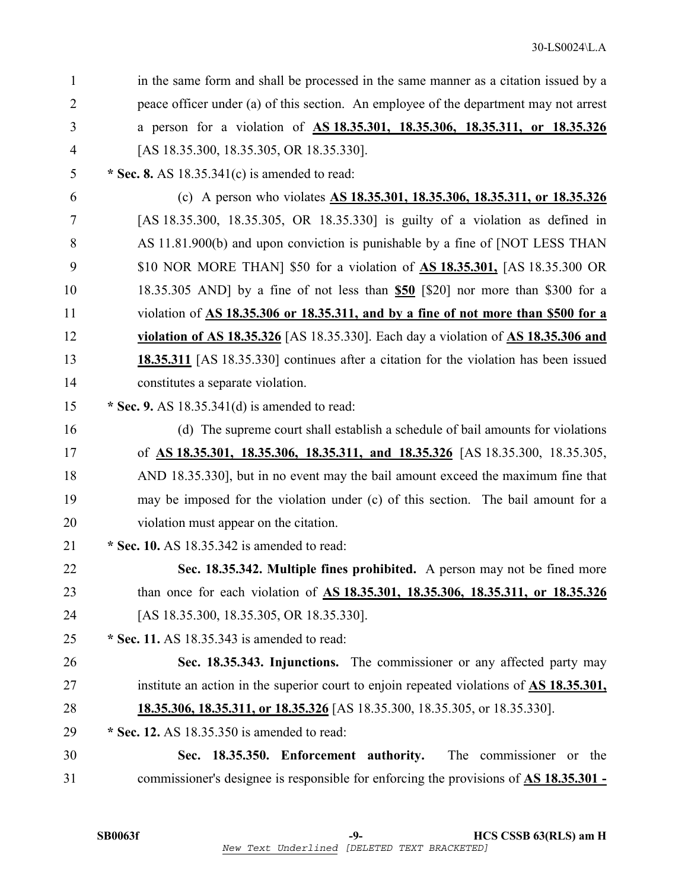in the same form and shall be processed in the same manner as a citation issued by a peace officer under (a) of this section. An employee of the department may not arrest a person for a violation of **AS 18.35.301, 18.35.306, 18.35.311, or 18.35.326** [AS 18.35.300, 18.35.305, OR 18.35.330].

**\* Sec. 8.** AS 18.35.341(c) is amended to read:

(c) A person who violates **AS 18.35.301, 18.35.306, 18.35.311, or 18.35.326** [AS 18.35.300, 18.35.305, OR 18.35.330] is guilty of a violation as defined in AS 11.81.900(b) and upon conviction is punishable by a fine of [NOT LESS THAN $10 NOR MORE THAN] $50 for a violation of **AS 18.35.301,** [AS 18.35.300 OR 18.35.305 AND] by a fine of not less than **$50** [$20] nor more than $300 for a violation of **AS 18.35.306 or 18.35.311, and by a fine of not more than $500 for a violation of AS 18.35.326** [AS 18.35.330]. Each day a violation of **AS 18.35.306 and 18.35.311** [AS 18.35.330] continues after a citation for the violation has been issued constitutes a separate violation.

**\* Sec. 9.** AS 18.35.341(d) is amended to read:

(d) The supreme court shall establish a schedule of bail amounts for violations of **AS 18.35.301, 18.35.306, 18.35.311, and 18.35.326** [AS 18.35.300, 18.35.305, AND 18.35.330], but in no event may the bail amount exceed the maximum fine that may be imposed for the violation under (c) of this section. The bail amount for a violation must appear on the citation.

**\* Sec. 10.** AS 18.35.342 is amended to read:

**Sec. 18.35.342. Multiple fines prohibited.** A person may not be fined more than once for each violation of **AS 18.35.301, 18.35.306, 18.35.311, or 18.35.326** [AS 18.35.300, 18.35.305, OR 18.35.330].

**\* Sec. 11.** AS 18.35.343 is amended to read:

**Sec. 18.35.343. Injunctions.** The commissioner or any affected party may institute an action in the superior court to enjoin repeated violations of **AS 18.35.301, 18.35.306, 18.35.311, or 18.35.326** [AS 18.35.300, 18.35.305, or 18.35.330].

**\* Sec. 12.** AS 18.35.350 is amended to read:

**Sec. 18.35.350. Enforcement authority.** The commissioner or the commissioner's designee is responsible for enforcing the provisions of **AS 18.35.301 -**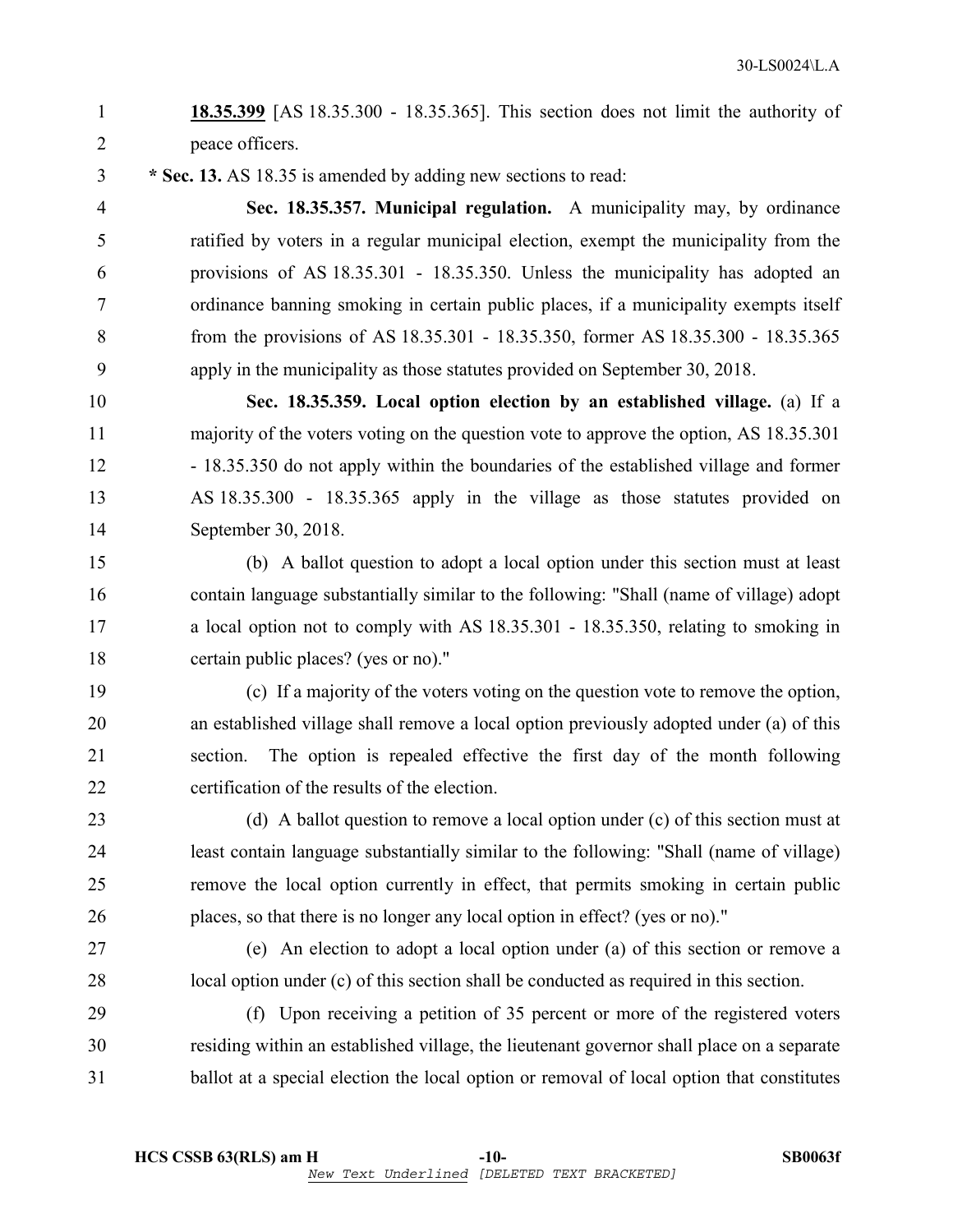**18.35.399** [AS 18.35.300 - 18.35.365]. This section does not limit the authority of peace officers.

**\* Sec. 13.** AS 18.35 is amended by adding new sections to read:

**Sec. 18.35.357. Municipal regulation.** A municipality may, by ordinance ratified by voters in a regular municipal election, exempt the municipality from the provisions of AS 18.35.301 - 18.35.350. Unless the municipality has adopted an ordinance banning smoking in certain public places, if a municipality exempts itself from the provisions of AS 18.35.301 - 18.35.350, former AS 18.35.300 - 18.35.365 apply in the municipality as those statutes provided on September 30, 2018.

**Sec. 18.35.359. Local option election by an established village.** (a) If a majority of the voters voting on the question vote to approve the option, AS 18.35.301 - 18.35.350 do not apply within the boundaries of the established village and former AS 18.35.300 - 18.35.365 apply in the village as those statutes provided on September 30, 2018.

(b) A ballot question to adopt a local option under this section must at least contain language substantially similar to the following: "Shall (name of village) adopt a local option not to comply with AS 18.35.301 - 18.35.350, relating to smoking in certain public places? (yes or no)."

(c) If a majority of the voters voting on the question vote to remove the option, an established village shall remove a local option previously adopted under (a) of this section. The option is repealed effective the first day of the month following certification of the results of the election.

(d) A ballot question to remove a local option under (c) of this section must at least contain language substantially similar to the following: "Shall (name of village) remove the local option currently in effect, that permits smoking in certain public places, so that there is no longer any local option in effect? (yes or no)."

(e) An election to adopt a local option under (a) of this section or remove a local option under (c) of this section shall be conducted as required in this section.

(f) Upon receiving a petition of 35 percent or more of the registered voters residing within an established village, the lieutenant governor shall place on a separate ballot at a special election the local option or removal of local option that constitutes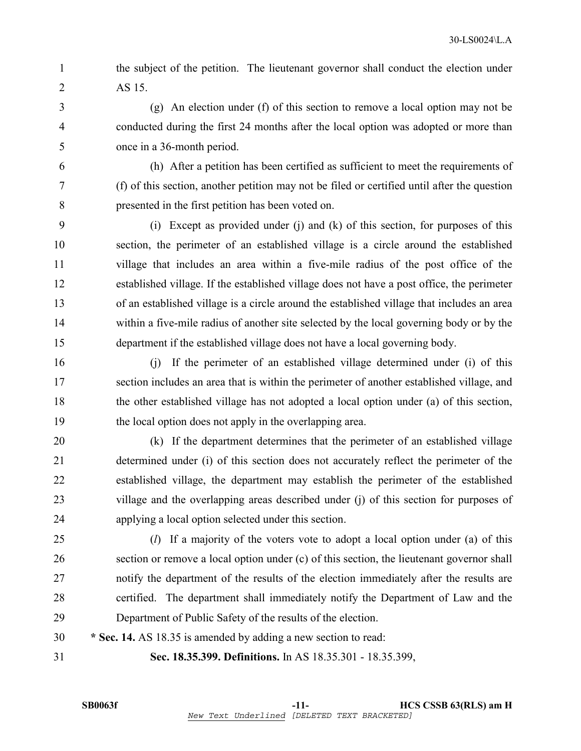the subject of the petition. The lieutenant governor shall conduct the election under AS 15.

(g) An election under (f) of this section to remove a local option may not be conducted during the first 24 months after the local option was adopted or more than once in a 36-month period.

(h) After a petition has been certified as sufficient to meet the requirements of (f) of this section, another petition may not be filed or certified until after the question presented in the first petition has been voted on.

(i) Except as provided under (j) and (k) of this section, for purposes of this section, the perimeter of an established village is a circle around the established village that includes an area within a five-mile radius of the post office of the established village. If the established village does not have a post office, the perimeter of an established village is a circle around the established village that includes an area within a five-mile radius of another site selected by the local governing body or by the department if the established village does not have a local governing body.

(j) If the perimeter of an established village determined under (i) of this section includes an area that is within the perimeter of another established village, and the other established village has not adopted a local option under (a) of this section, the local option does not apply in the overlapping area.

(k) If the department determines that the perimeter of an established village determined under (i) of this section does not accurately reflect the perimeter of the established village, the department may establish the perimeter of the established village and the overlapping areas described under (j) of this section for purposes of applying a local option selected under this section.

(*l*) If a majority of the voters vote to adopt a local option under (a) of this section or remove a local option under (c) of this section, the lieutenant governor shall notify the department of the results of the election immediately after the results are certified. The department shall immediately notify the Department of Law and the Department of Public Safety of the results of the election.

**\* Sec. 14.** AS 18.35 is amended by adding a new section to read:

**Sec. 18.35.399. Definitions.** In AS 18.35.301 - 18.35.399,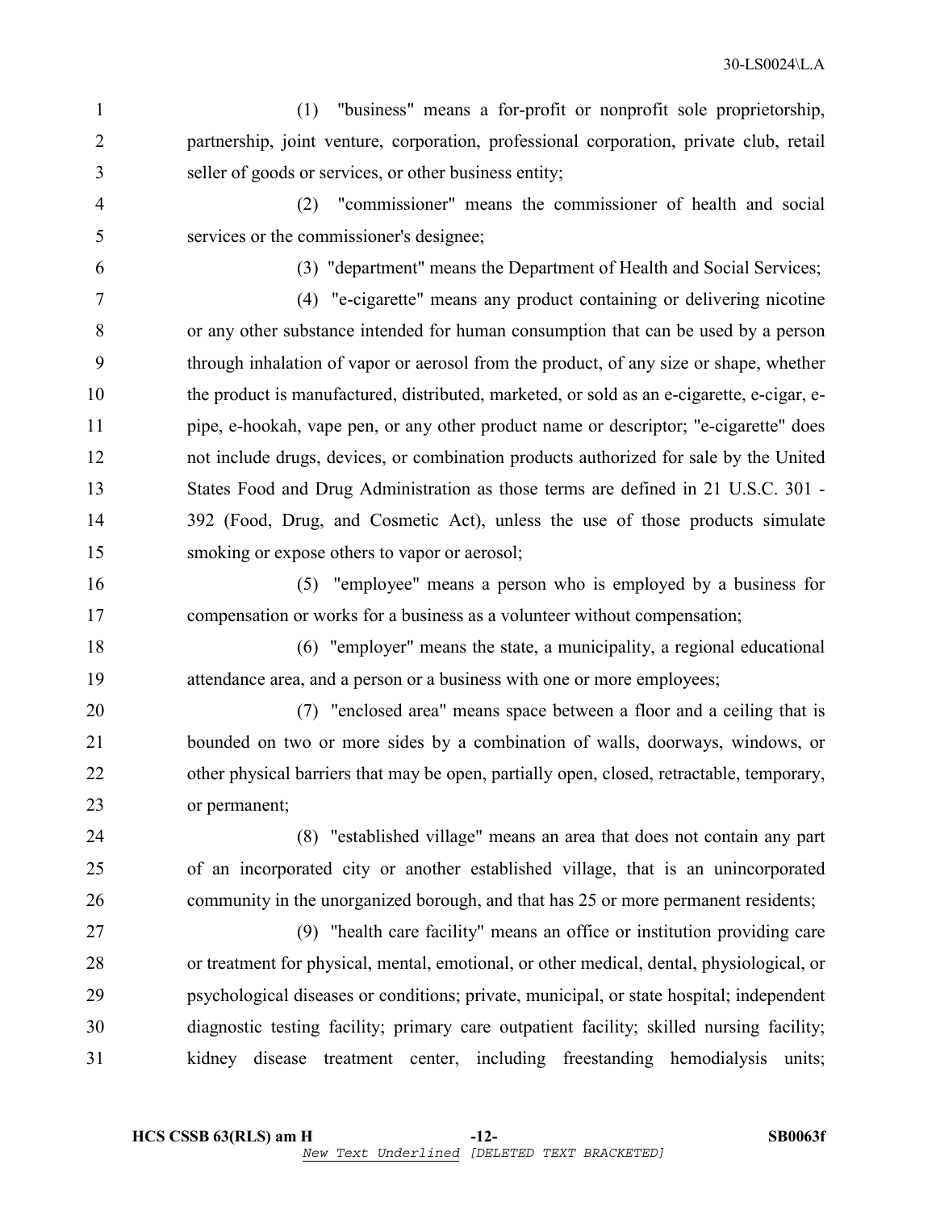(1) "business" means a for-profit or nonprofit sole proprietorship, partnership, joint venture, corporation, professional corporation, private club, retail seller of goods or services, or other business entity;

(2) "commissioner" means the commissioner of health and social services or the commissioner's designee;

(3) "department" means the Department of Health and Social Services;

(4) "e-cigarette" means any product containing or delivering nicotine or any other substance intended for human consumption that can be used by a person through inhalation of vapor or aerosol from the product, of any size or shape, whether the product is manufactured, distributed, marketed, or sold as an e-cigarette, e-cigar, e-pipe, e-hookah, vape pen, or any other product name or descriptor; "e-cigarette" does not include drugs, devices, or combination products authorized for sale by the United States Food and Drug Administration as those terms are defined in 21 U.S.C. 301 - 392 (Food, Drug, and Cosmetic Act), unless the use of those products simulate smoking or expose others to vapor or aerosol;

(5) "employee" means a person who is employed by a business for compensation or works for a business as a volunteer without compensation;

(6) "employer" means the state, a municipality, a regional educational attendance area, and a person or a business with one or more employees;

(7) "enclosed area" means space between a floor and a ceiling that is bounded on two or more sides by a combination of walls, doorways, windows, or other physical barriers that may be open, partially open, closed, retractable, temporary, or permanent;

(8) "established village" means an area that does not contain any part of an incorporated city or another established village, that is an unincorporated community in the unorganized borough, and that has 25 or more permanent residents;

(9) "health care facility" means an office or institution providing care or treatment for physical, mental, emotional, or other medical, dental, physiological, or psychological diseases or conditions; private, municipal, or state hospital; independent diagnostic testing facility; primary care outpatient facility; skilled nursing facility; kidney disease treatment center, including freestanding hemodialysis units;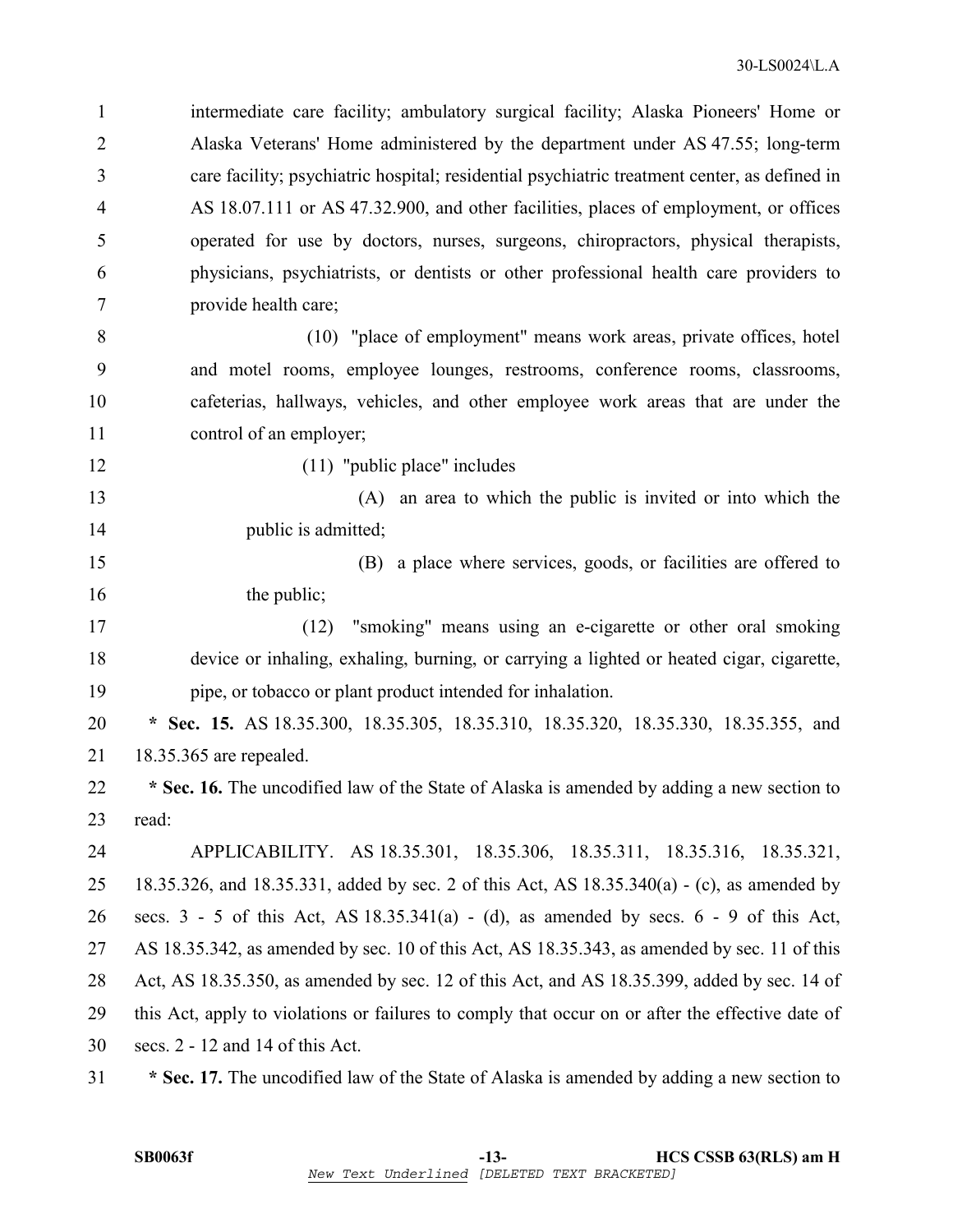intermediate care facility; ambulatory surgical facility; Alaska Pioneers' Home or Alaska Veterans' Home administered by the department under AS 47.55; long-term care facility; psychiatric hospital; residential psychiatric treatment center, as defined in AS 18.07.111 or AS 47.32.900, and other facilities, places of employment, or offices operated for use by doctors, nurses, surgeons, chiropractors, physical therapists, physicians, psychiatrists, or dentists or other professional health care providers to provide health care;

(10) "place of employment" means work areas, private offices, hotel and motel rooms, employee lounges, restrooms, conference rooms, classrooms, cafeterias, hallways, vehicles, and other employee work areas that are under the control of an employer;

(11) "public place" includes

(A) an area to which the public is invited or into which the public is admitted;

(B) a place where services, goods, or facilities are offered to the public;

(12) "smoking" means using an e-cigarette or other oral smoking device or inhaling, exhaling, burning, or carrying a lighted or heated cigar, cigarette, pipe, or tobacco or plant product intended for inhalation.

**\* Sec. 15.** AS 18.35.300, 18.35.305, 18.35.310, 18.35.320, 18.35.330, 18.35.355, and 18.35.365 are repealed.

**\* Sec. 16.** The uncodified law of the State of Alaska is amended by adding a new section to read:

APPLICABILITY. AS 18.35.301, 18.35.306, 18.35.311, 18.35.316, 18.35.321, 18.35.326, and 18.35.331, added by sec. 2 of this Act, AS 18.35.340(a) - (c), as amended by secs. 3 - 5 of this Act, AS 18.35.341(a) - (d), as amended by secs. 6 - 9 of this Act, AS 18.35.342, as amended by sec. 10 of this Act, AS 18.35.343, as amended by sec. 11 of this Act, AS 18.35.350, as amended by sec. 12 of this Act, and AS 18.35.399, added by sec. 14 of this Act, apply to violations or failures to comply that occur on or after the effective date of secs. 2 - 12 and 14 of this Act.

**\* Sec. 17.** The uncodified law of the State of Alaska is amended by adding a new section to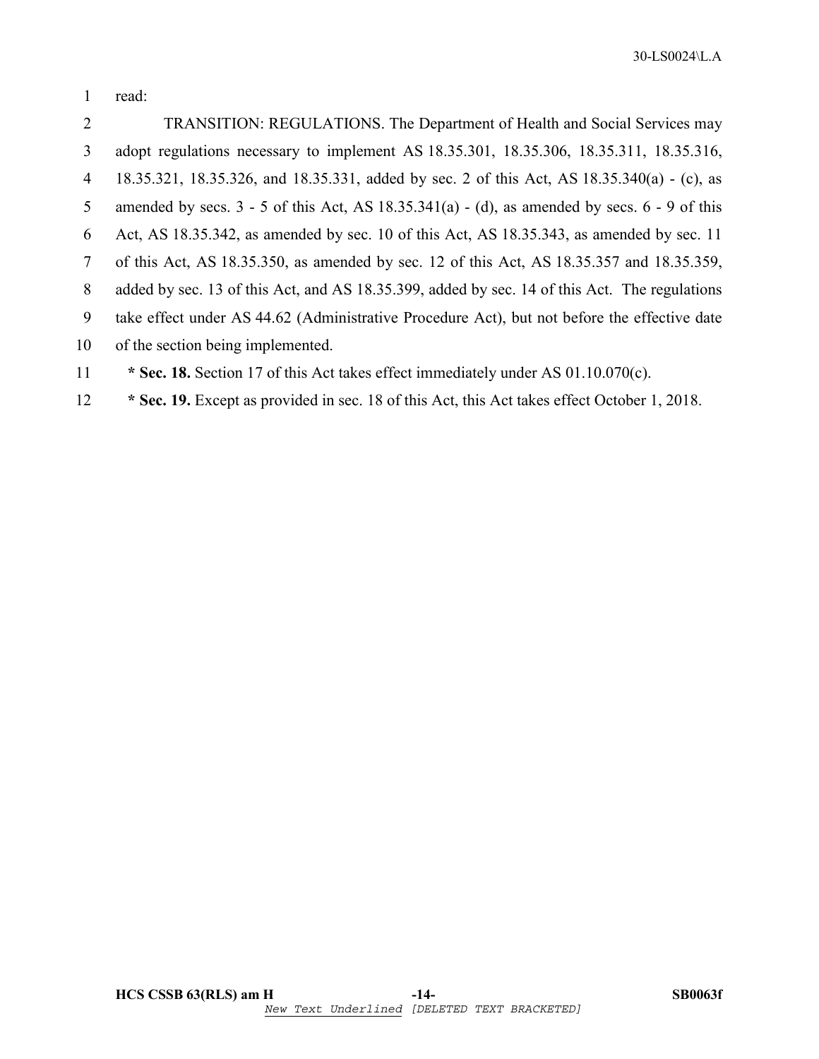read:

TRANSITION: REGULATIONS. The Department of Health and Social Services may adopt regulations necessary to implement AS 18.35.301, 18.35.306, 18.35.311, 18.35.316, 18.35.321, 18.35.326, and 18.35.331, added by sec. 2 of this Act, AS 18.35.340(a) - (c), as amended by secs. 3 - 5 of this Act, AS 18.35.341(a) - (d), as amended by secs. 6 - 9 of this Act, AS 18.35.342, as amended by sec. 10 of this Act, AS 18.35.343, as amended by sec. 11 of this Act, AS 18.35.350, as amended by sec. 12 of this Act, AS 18.35.357 and 18.35.359, added by sec. 13 of this Act, and AS 18.35.399, added by sec. 14 of this Act. The regulations take effect under AS 44.62 (Administrative Procedure Act), but not before the effective date of the section being implemented.

**\* Sec. 18.** Section 17 of this Act takes effect immediately under AS 01.10.070(c).

**\* Sec. 19.** Except as provided in sec. 18 of this Act, this Act takes effect October 1, 2018.